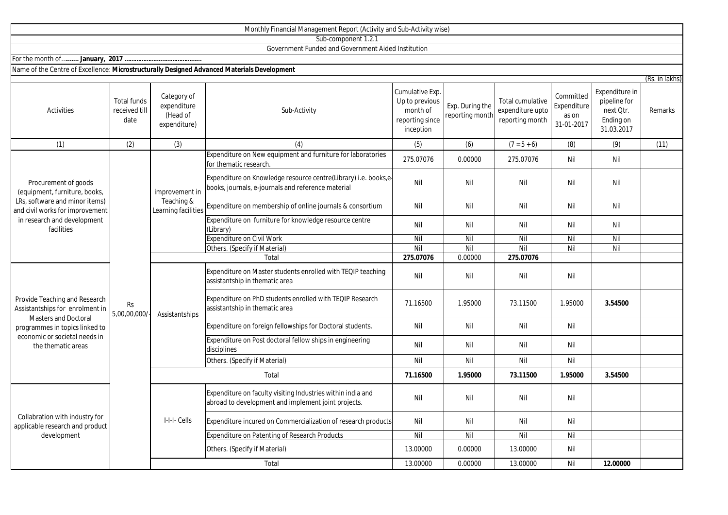Monthly Financial Management Report (Activity and Sub-Activity wise)

Sub-component 1.2.1

Government Funded and Government Aided Institution

For the month of…....... **January, 2017 ...............................................**

Name of the Centre of Excellence: **Microstructurally Designed Advanced Materials Development**

(Rs. in lakhs)

| Activities | Total funds received till date | Category of expenditure (Head of expenditure) | Sub-Activity | Cumulative Exp. Up to previous month of reporting since inception | Exp. During the reporting month | Total cumulative expenditure upto reporting month | Committed Expenditure as on 31-01-2017 | Expenditure in pipeline for next Qtr. Ending on 31.03.2017 | Remarks |
|---|---|---|---|---|---|---|---|---|---|
| (1) | (2) | (3) | (4) | (5) | (6) | (7 = 5 + 6) | (8) | (9) | (11) |
| Procurement of goods (equipment, furniture, books, LRs, software and minor items) and civil works for improvement in research and development facilities | Rs 5,00,00,000/- | improvement in Teaching & Learning facilities | Expenditure on New equipment and furniture for laboratories for thematic research. | 275.07076 | 0.00000 | 275.07076 | Nil | Nil | |
| | | | Expenditure on Knowledge resource centre(Library) i.e. books,e-books, journals, e-journals and reference material | Nil | Nil | Nil | Nil | Nil | |
| | | | Expenditure on membership of online journals & consortium | Nil | Nil | Nil | Nil | Nil | |
| | | | Expenditure on furniture for knowledge resource centre (Library) | Nil | Nil | Nil | Nil | Nil | |
| | | | Expenditure on Civil Work | Nil | Nil | Nil | Nil | Nil | |
| | | | Others. (Specify if Material) | Nil | Nil | Nil | Nil | Nil | |
| | | | Total | **275.07076** | 0.00000 | **275.07076** | | | |
| Provide Teaching and Research Assistantships for enrolment in Masters and Doctoral programmes in topics linked to economic or societal needs in the thematic areas | | Assistantships | Expenditure on Master students enrolled with TEQIP teaching assistantship in thematic area | Nil | Nil | Nil | Nil | | |
| | | | Expenditure on PhD students enrolled with TEQIP Research assistantship in thematic area | 71.16500 | 1.95000 | 73.11500 | 1.95000 | **3.54500** | |
| | | | Expenditure on foreign fellowships for Doctoral students. | Nil | Nil | Nil | Nil | | |
| | | | Expenditure on Post doctoral fellow ships in engineering disciplines | Nil | Nil | Nil | Nil | | |
| | | | Others. (Specify if Material) | Nil | Nil | Nil | Nil | | |
| | | | Total | **71.16500** | **1.95000** | **73.11500** | **1.95000** | **3.54500** | |
| Collabration with industry for applicable research and product development | | I-I-I- Cells | Expenditure on faculty visiting Industries within india and abroad to development and implement joint projects. | Nil | Nil | Nil | Nil | | |
| | | | Expenditure incured on Commercialization of research products | Nil | Nil | Nil | Nil | | |
| | | | Expenditure on Patenting of Research Products | Nil | Nil | Nil | Nil | | |
| | | | Others. (Specify if Material) | 13.00000 | 0.00000 | 13.00000 | Nil | | |
| | | | Total | 13.00000 | 0.00000 | 13.00000 | Nil | **12.00000** | |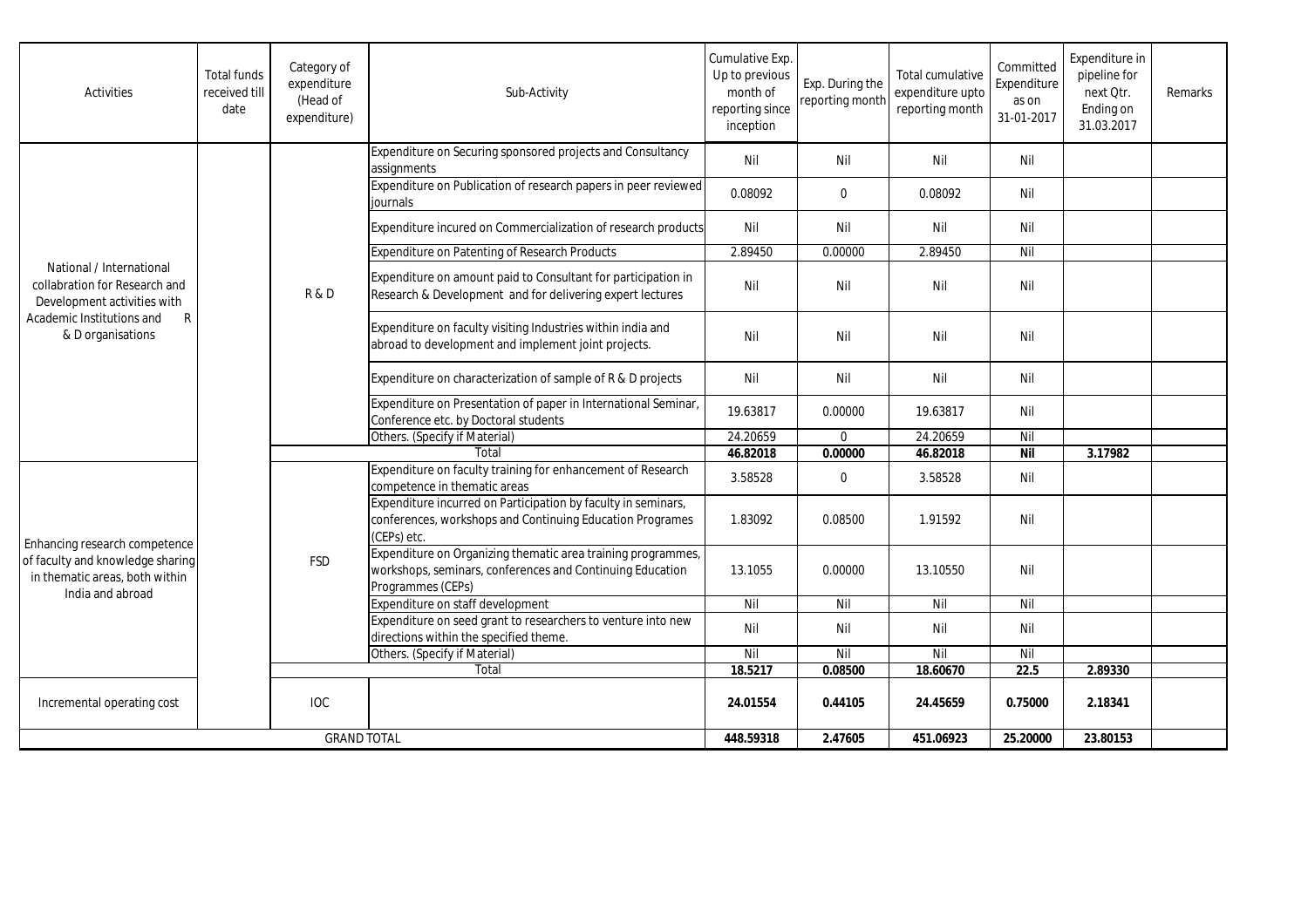| Activities | Total funds received till date | Category of expenditure (Head of expenditure) | Sub-Activity | Cumulative Exp. Up to previous month of reporting since inception | Exp. During the reporting month | Total cumulative expenditure upto reporting month | Committed Expenditure as on 31-01-2017 | Expenditure in pipeline for next Qtr. Ending on 31.03.2017 | Remarks |
|---|---|---|---|---|---|---|---|---|---|
| National / International collabration for Research and Development activities with Academic Institutions and R & D organisations | | R & D | Expenditure on Securing sponsored projects and Consultancy assignments | Nil | Nil | Nil | Nil | | |
| | | | Expenditure on Publication of research papers in peer reviewed journals | 0.08092 | 0 | 0.08092 | Nil | | |
| | | | Expenditure incured on Commercialization of research products | Nil | Nil | Nil | Nil | | |
| | | | Expenditure on Patenting of Research Products | 2.89450 | 0.00000 | 2.89450 | Nil | | |
| | | | Expenditure on amount paid to Consultant for participation in Research & Development and for delivering expert lectures | Nil | Nil | Nil | Nil | | |
| | | | Expenditure on faculty visiting Industries within india and abroad to development and implement joint projects. | Nil | Nil | Nil | Nil | | |
| | | | Expenditure on characterization of sample of R & D projects | Nil | Nil | Nil | Nil | | |
| | | | Expenditure on Presentation of paper in International Seminar, Conference etc. by Doctoral students | 19.63817 | 0.00000 | 19.63817 | Nil | | |
| | | | Others. (Specify if Material) | 24.20659 | 0 | 24.20659 | Nil | | |
| | | | Total | **46.82018** | **0.00000** | **46.82018** | **Nil** | **3.17982** | |
| Enhancing research competence of faculty and knowledge sharing in thematic areas, both within India and abroad | | FSD | Expenditure on faculty training for enhancement of Research competence in thematic areas | 3.58528 | 0 | 3.58528 | Nil | | |
| | | | Expenditure incurred on Participation by faculty in seminars, conferences, workshops and Continuing Education Programes (CEPs) etc. | 1.83092 | 0.08500 | 1.91592 | Nil | | |
| | | | Expenditure on Organizing thematic area training programmes, workshops, seminars, conferences and Continuing Education Programmes (CEPs) | 13.1055 | 0.00000 | 13.10550 | Nil | | |
| | | | Expenditure on staff development | Nil | Nil | Nil | Nil | | |
| | | | Expenditure on seed grant to researchers to venture into new directions within the specified theme. | Nil | Nil | Nil | Nil | | |
| | | | Others. (Specify if Material) | Nil | Nil | Nil | Nil | | |
| | | | Total | **18.5217** | **0.08500** | **18.60670** | **22.5** | **2.89330** | |
| Incremental operating cost | | IOC | | **24.01554** | **0.44105** | **24.45659** | **0.75000** | **2.18341** | |
| GRAND TOTAL | | | | **448.59318** | **2.47605** | **451.06923** | **25.20000** | **23.80153** | |